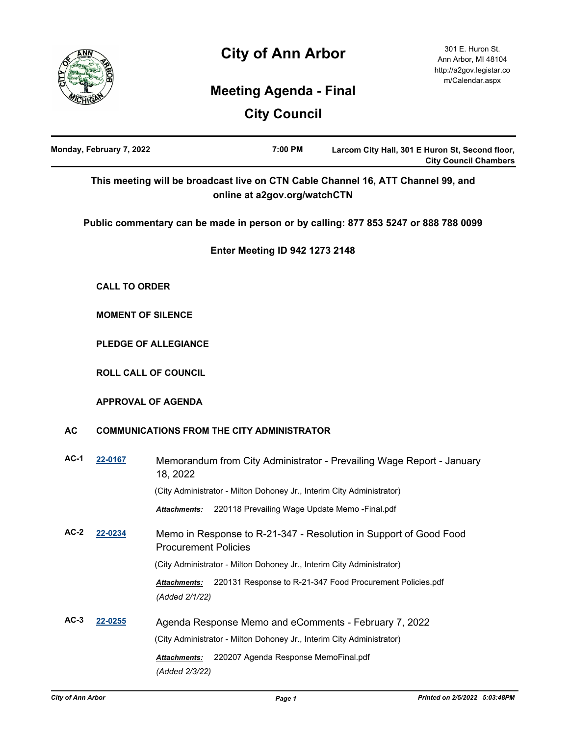# City of Ann Arbor

301 E. Huron St.
Ann Arbor, MI 48104
http://a2gov.legistar.com/Calendar.aspx

## Meeting Agenda - Final

## City Council

| Monday, February 7, 2022 | 7:00 PM | Larcom City Hall, 301 E Huron St, Second floor, City Council Chambers |
|---|---|---|

**This meeting will be broadcast live on CTN Cable Channel 16, ATT Channel 99, and online at a2gov.org/watchCTN**

**Public commentary can be made in person or by calling: 877 853 5247 or 888 788 0099**

**Enter Meeting ID 942 1273 2148**

**CALL TO ORDER**

**MOMENT OF SILENCE**

**PLEDGE OF ALLEGIANCE**

**ROLL CALL OF COUNCIL**

**APPROVAL OF AGENDA**

### AC COMMUNICATIONS FROM THE CITY ADMINISTRATOR

**AC-1** [22-0167](22-0167) Memorandum from City Administrator - Prevailing Wage Report - January 18, 2022

(City Administrator - Milton Dohoney Jr., Interim City Administrator)

***Attachments:*** 220118 Prevailing Wage Update Memo -Final.pdf

**AC-2** [22-0234](22-0234) Memo in Response to R-21-347 - Resolution in Support of Good Food Procurement Policies

(City Administrator - Milton Dohoney Jr., Interim City Administrator)

***Attachments:*** 220131 Response to R-21-347 Food Procurement Policies.pdf

*(Added 2/1/22)*

**AC-3** [22-0255](22-0255) Agenda Response Memo and eComments - February 7, 2022

(City Administrator - Milton Dohoney Jr., Interim City Administrator)

***Attachments:*** 220207 Agenda Response MemoFinal.pdf

*(Added 2/3/22)*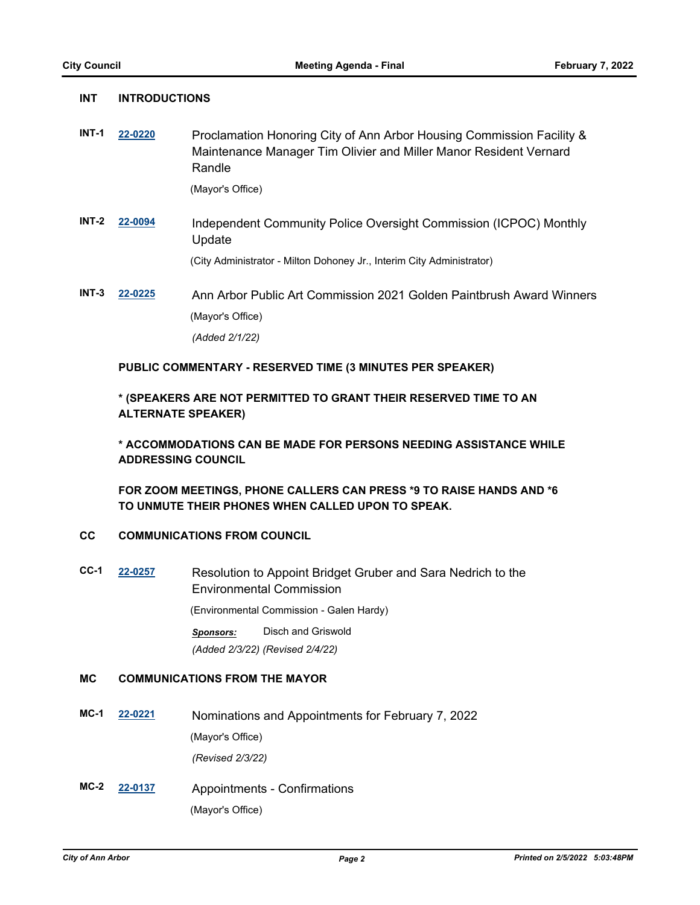## INT INTRODUCTIONS

**INT-1** **22-0220** Proclamation Honoring City of Ann Arbor Housing Commission Facility & Maintenance Manager Tim Olivier and Miller Manor Resident Vernard Randle

(Mayor's Office)

**INT-2** **22-0094** Independent Community Police Oversight Commission (ICPOC) Monthly Update

(City Administrator - Milton Dohoney Jr., Interim City Administrator)

**INT-3** **22-0225** Ann Arbor Public Art Commission 2021 Golden Paintbrush Award Winners

(Mayor's Office)

*(Added 2/1/22)*

**PUBLIC COMMENTARY - RESERVED TIME (3 MINUTES PER SPEAKER)**

*** (SPEAKERS ARE NOT PERMITTED TO GRANT THEIR RESERVED TIME TO AN ALTERNATE SPEAKER)**

*** ACCOMMODATIONS CAN BE MADE FOR PERSONS NEEDING ASSISTANCE WHILE ADDRESSING COUNCIL**

**FOR ZOOM MEETINGS, PHONE CALLERS CAN PRESS *9 TO RAISE HANDS AND *6 TO UNMUTE THEIR PHONES WHEN CALLED UPON TO SPEAK.**

## CC COMMUNICATIONS FROM COUNCIL

**CC-1** **22-0257** Resolution to Appoint Bridget Gruber and Sara Nedrich to the Environmental Commission

(Environmental Commission - Galen Hardy)

***Sponsors:*** Disch and Griswold

*(Added 2/3/22) (Revised 2/4/22)*

## MC COMMUNICATIONS FROM THE MAYOR

**MC-1** **22-0221** Nominations and Appointments for February 7, 2022

(Mayor's Office)

*(Revised 2/3/22)*

**MC-2** **22-0137** Appointments - Confirmations

(Mayor's Office)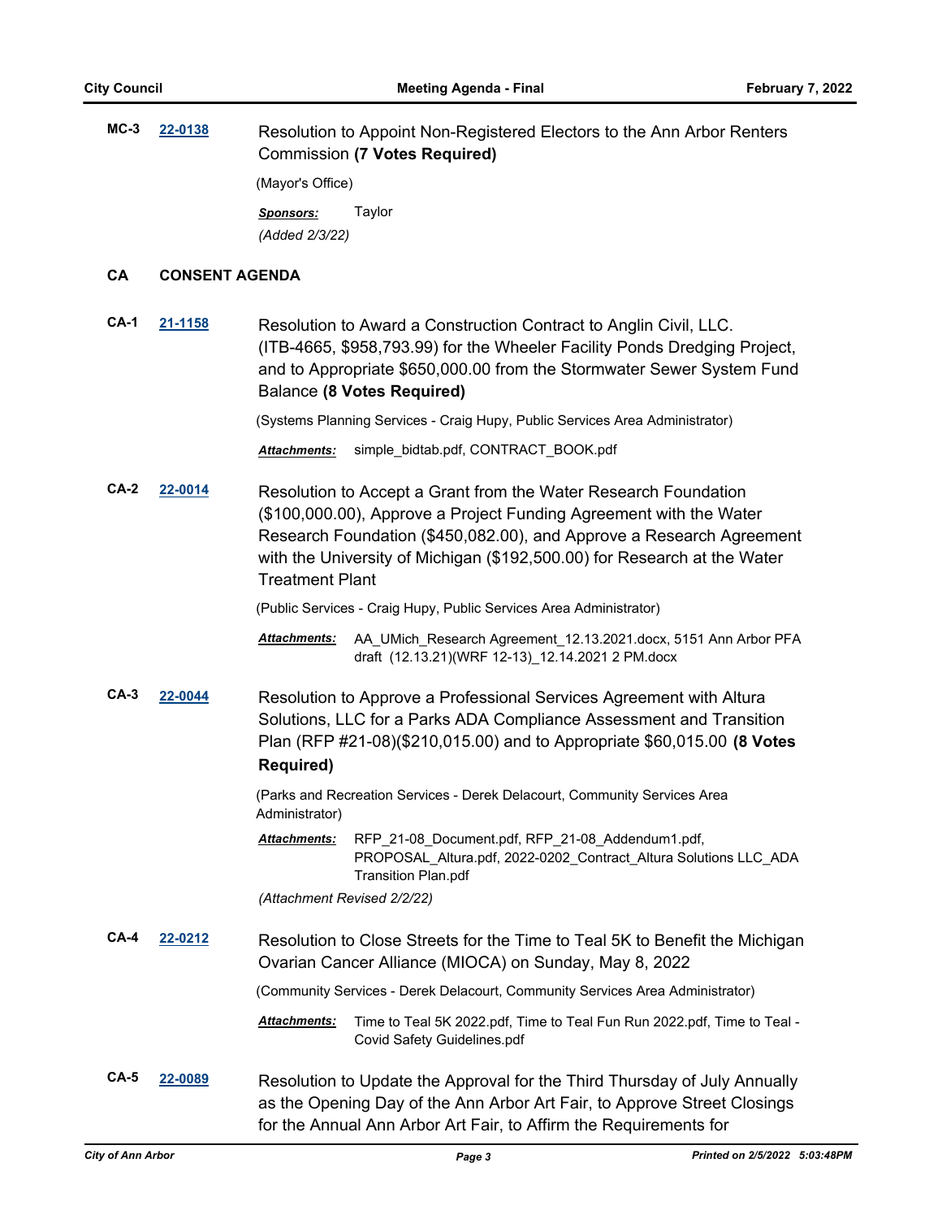**MC-3** **22-0138** Resolution to Appoint Non-Registered Electors to the Ann Arbor Renters Commission **(7 Votes Required)**

(Mayor's Office)

***Sponsors:*** Taylor

*(Added 2/3/22)*

## CA CONSENT AGENDA

**CA-1** **21-1158** Resolution to Award a Construction Contract to Anglin Civil, LLC. (ITB-4665, $958,793.99) for the Wheeler Facility Ponds Dredging Project, and to Appropriate $650,000.00 from the Stormwater Sewer System Fund Balance **(8 Votes Required)**

(Systems Planning Services - Craig Hupy, Public Services Area Administrator)

***Attachments:*** simple_bidtab.pdf, CONTRACT_BOOK.pdf

**CA-2** **22-0014** Resolution to Accept a Grant from the Water Research Foundation ($100,000.00), Approve a Project Funding Agreement with the Water Research Foundation ($450,082.00), and Approve a Research Agreement with the University of Michigan ($192,500.00) for Research at the Water Treatment Plant

(Public Services - Craig Hupy, Public Services Area Administrator)

***Attachments:*** AA_UMich_Research Agreement_12.13.2021.docx, 5151 Ann Arbor PFA draft (12.13.21)(WRF 12-13)_12.14.2021 2 PM.docx

**CA-3** **22-0044** Resolution to Approve a Professional Services Agreement with Altura Solutions, LLC for a Parks ADA Compliance Assessment and Transition Plan (RFP #21-08)($210,015.00) and to Appropriate $60,015.00 **(8 Votes Required)**

(Parks and Recreation Services - Derek Delacourt, Community Services Area Administrator)

***Attachments:*** RFP_21-08_Document.pdf, RFP_21-08_Addendum1.pdf, PROPOSAL_Altura.pdf, 2022-0202_Contract_Altura Solutions LLC_ADA Transition Plan.pdf

*(Attachment Revised 2/2/22)*

**CA-4** **22-0212** Resolution to Close Streets for the Time to Teal 5K to Benefit the Michigan Ovarian Cancer Alliance (MIOCA) on Sunday, May 8, 2022

(Community Services - Derek Delacourt, Community Services Area Administrator)

***Attachments:*** Time to Teal 5K 2022.pdf, Time to Teal Fun Run 2022.pdf, Time to Teal - Covid Safety Guidelines.pdf

**CA-5** **22-0089** Resolution to Update the Approval for the Third Thursday of July Annually as the Opening Day of the Ann Arbor Art Fair, to Approve Street Closings for the Annual Ann Arbor Art Fair, to Affirm the Requirements for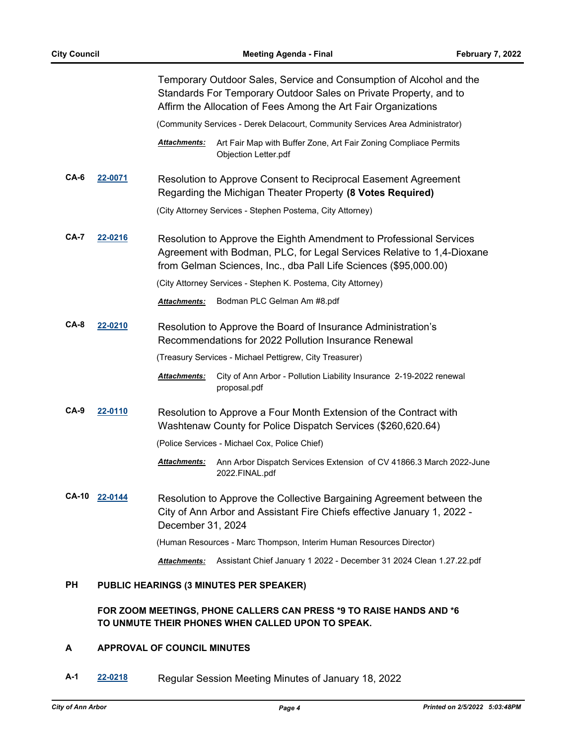Temporary Outdoor Sales, Service and Consumption of Alcohol and the Standards For Temporary Outdoor Sales on Private Property, and to Affirm the Allocation of Fees Among the Art Fair Organizations

(Community Services - Derek Delacourt, Community Services Area Administrator)

***Attachments:*** Art Fair Map with Buffer Zone, Art Fair Zoning Compliace Permits Objection Letter.pdf

**CA-6** **22-0071** Resolution to Approve Consent to Reciprocal Easement Agreement Regarding the Michigan Theater Property **(8 Votes Required)**

(City Attorney Services - Stephen Postema, City Attorney)

**CA-7** **22-0216** Resolution to Approve the Eighth Amendment to Professional Services Agreement with Bodman, PLC, for Legal Services Relative to 1,4-Dioxane from Gelman Sciences, Inc., dba Pall Life Sciences ($95,000.00)

(City Attorney Services - Stephen K. Postema, City Attorney)

***Attachments:*** Bodman PLC Gelman Am #8.pdf

**CA-8** **22-0210** Resolution to Approve the Board of Insurance Administration's Recommendations for 2022 Pollution Insurance Renewal

(Treasury Services - Michael Pettigrew, City Treasurer)

***Attachments:*** City of Ann Arbor - Pollution Liability Insurance 2-19-2022 renewal proposal.pdf

**CA-9** **22-0110** Resolution to Approve a Four Month Extension of the Contract with Washtenaw County for Police Dispatch Services ($260,620.64)

(Police Services - Michael Cox, Police Chief)

***Attachments:*** Ann Arbor Dispatch Services Extension of CV 41866.3 March 2022-June 2022.FINAL.pdf

**CA-10** **22-0144** Resolution to Approve the Collective Bargaining Agreement between the City of Ann Arbor and Assistant Fire Chiefs effective January 1, 2022 - December 31, 2024

(Human Resources - Marc Thompson, Interim Human Resources Director)

***Attachments:*** Assistant Chief January 1 2022 - December 31 2024 Clean 1.27.22.pdf

## PH PUBLIC HEARINGS (3 MINUTES PER SPEAKER)

**FOR ZOOM MEETINGS, PHONE CALLERS CAN PRESS *9 TO RAISE HANDS AND *6 TO UNMUTE THEIR PHONES WHEN CALLED UPON TO SPEAK.**

## A APPROVAL OF COUNCIL MINUTES

**A-1** **22-0218** Regular Session Meeting Minutes of January 18, 2022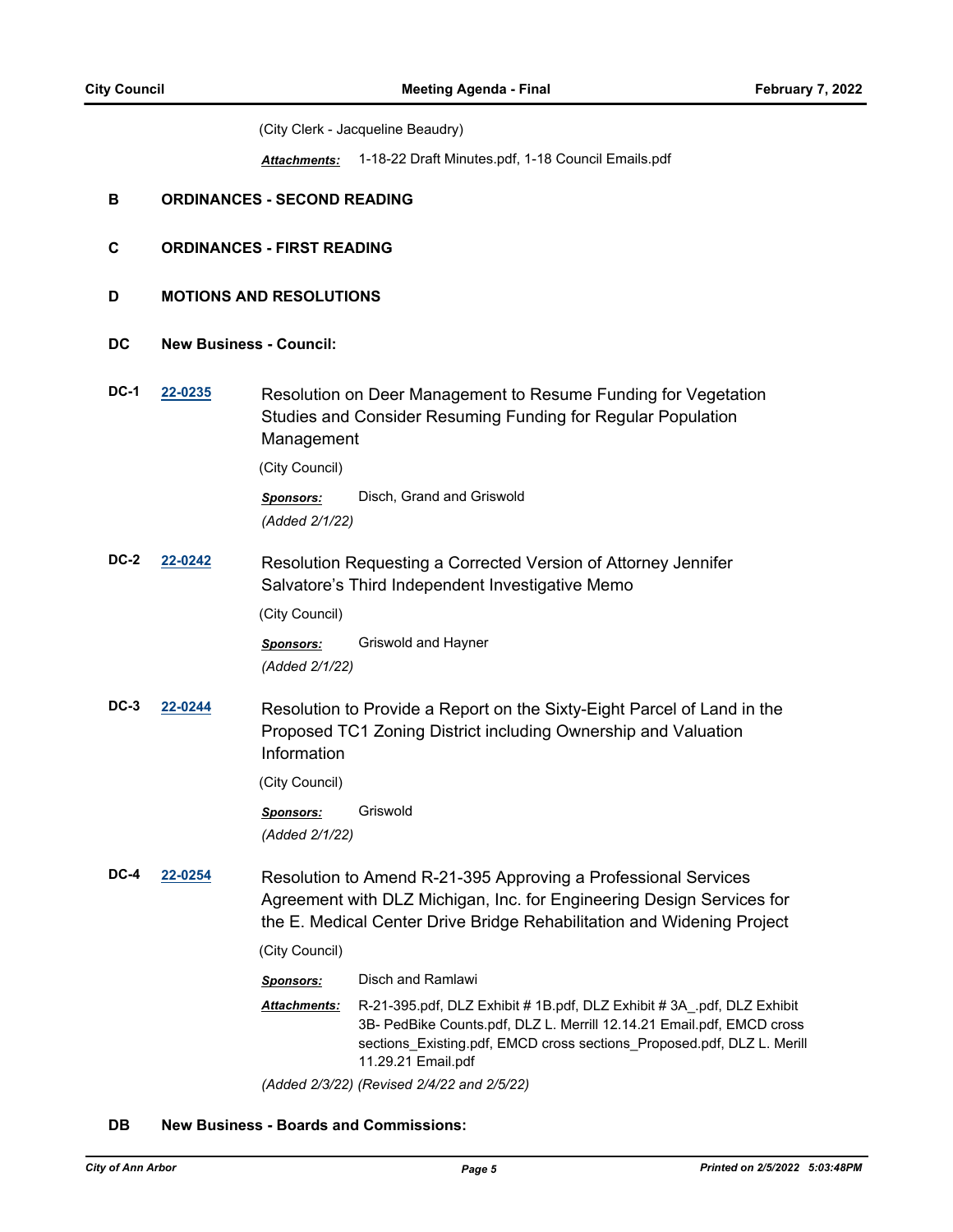(City Clerk - Jacqueline Beaudry)

***Attachments:*** 1-18-22 Draft Minutes.pdf, 1-18 Council Emails.pdf

## B ORDINANCES - SECOND READING

## C ORDINANCES - FIRST READING

## D MOTIONS AND RESOLUTIONS

## DC New Business - Council:

**DC-1** **22-0235** Resolution on Deer Management to Resume Funding for Vegetation Studies and Consider Resuming Funding for Regular Population Management

(City Council)

***Sponsors:*** Disch, Grand and Griswold

*(Added 2/1/22)*

**DC-2** **22-0242** Resolution Requesting a Corrected Version of Attorney Jennifer Salvatore's Third Independent Investigative Memo

(City Council)

***Sponsors:*** Griswold and Hayner

*(Added 2/1/22)*

**DC-3** **22-0244** Resolution to Provide a Report on the Sixty-Eight Parcel of Land in the Proposed TC1 Zoning District including Ownership and Valuation Information

(City Council)

***Sponsors:*** Griswold

*(Added 2/1/22)*

**DC-4** **22-0254** Resolution to Amend R-21-395 Approving a Professional Services Agreement with DLZ Michigan, Inc. for Engineering Design Services for the E. Medical Center Drive Bridge Rehabilitation and Widening Project

(City Council)

***Sponsors:*** Disch and Ramlawi

***Attachments:*** R-21-395.pdf, DLZ Exhibit # 1B.pdf, DLZ Exhibit # 3A_.pdf, DLZ Exhibit 3B- PedBike Counts.pdf, DLZ L. Merrill 12.14.21 Email.pdf, EMCD cross sections_Existing.pdf, EMCD cross sections_Proposed.pdf, DLZ L. Merill 11.29.21 Email.pdf

*(Added 2/3/22) (Revised 2/4/22 and 2/5/22)*

## DB New Business - Boards and Commissions: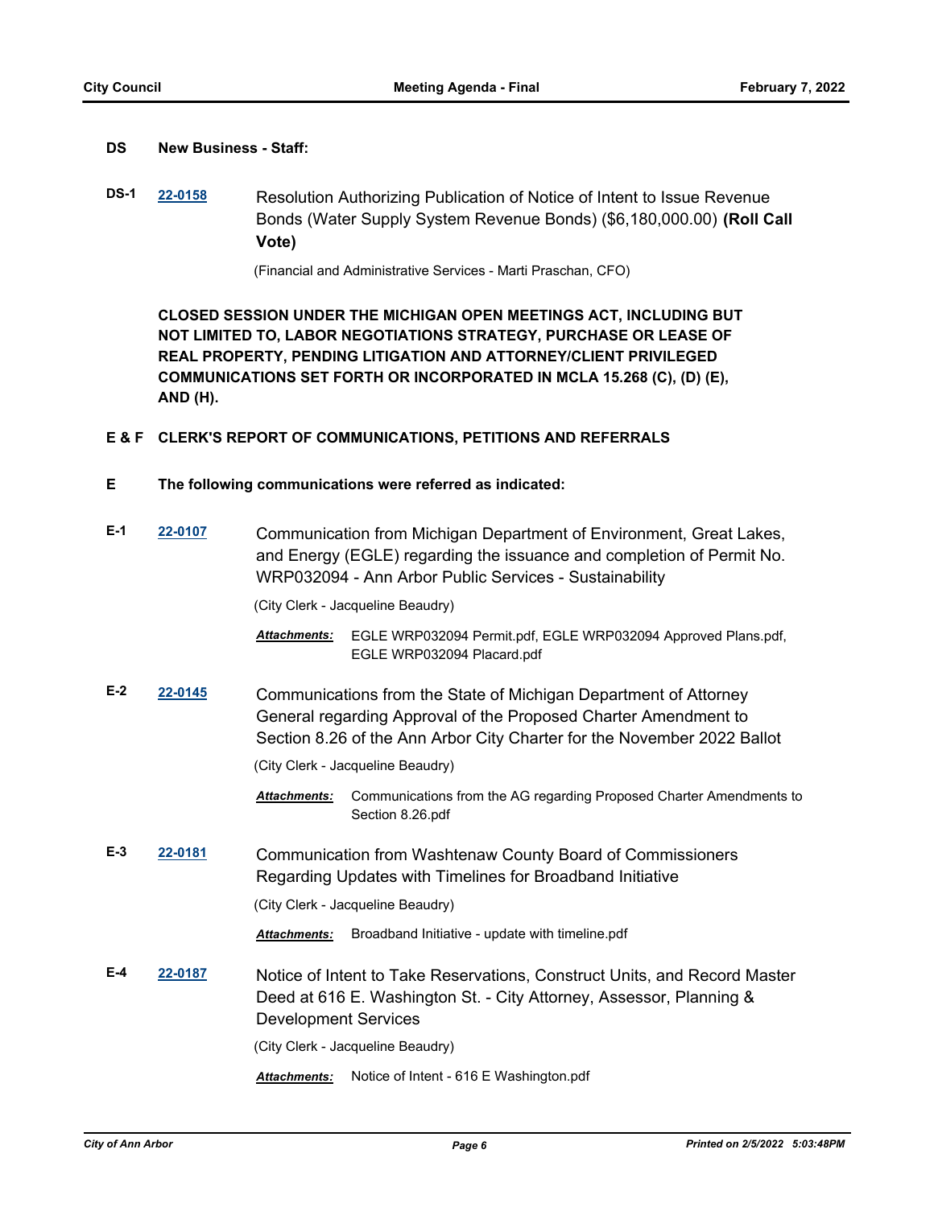## DS New Business - Staff:

**DS-1** [22-0158](22-0158) Resolution Authorizing Publication of Notice of Intent to Issue Revenue Bonds (Water Supply System Revenue Bonds) ($6,180,000.00) **(Roll Call Vote)**

(Financial and Administrative Services - Marti Praschan, CFO)

**CLOSED SESSION UNDER THE MICHIGAN OPEN MEETINGS ACT, INCLUDING BUT NOT LIMITED TO, LABOR NEGOTIATIONS STRATEGY, PURCHASE OR LEASE OF REAL PROPERTY, PENDING LITIGATION AND ATTORNEY/CLIENT PRIVILEGED COMMUNICATIONS SET FORTH OR INCORPORATED IN MCLA 15.268 (C), (D) (E), AND (H).**

## E & F CLERK'S REPORT OF COMMUNICATIONS, PETITIONS AND REFERRALS

## E The following communications were referred as indicated:

**E-1** 22-0107 Communication from Michigan Department of Environment, Great Lakes, and Energy (EGLE) regarding the issuance and completion of Permit No. WRP032094 - Ann Arbor Public Services - Sustainability

(City Clerk - Jacqueline Beaudry)

***Attachments:*** EGLE WRP032094 Permit.pdf, EGLE WRP032094 Approved Plans.pdf, EGLE WRP032094 Placard.pdf

**E-2** 22-0145 Communications from the State of Michigan Department of Attorney General regarding Approval of the Proposed Charter Amendment to Section 8.26 of the Ann Arbor City Charter for the November 2022 Ballot

(City Clerk - Jacqueline Beaudry)

***Attachments:*** Communications from the AG regarding Proposed Charter Amendments to Section 8.26.pdf

**E-3** 22-0181 Communication from Washtenaw County Board of Commissioners Regarding Updates with Timelines for Broadband Initiative

(City Clerk - Jacqueline Beaudry)

***Attachments:*** Broadband Initiative - update with timeline.pdf

**E-4** 22-0187 Notice of Intent to Take Reservations, Construct Units, and Record Master Deed at 616 E. Washington St. - City Attorney, Assessor, Planning & Development Services

(City Clerk - Jacqueline Beaudry)

***Attachments:*** Notice of Intent - 616 E Washington.pdf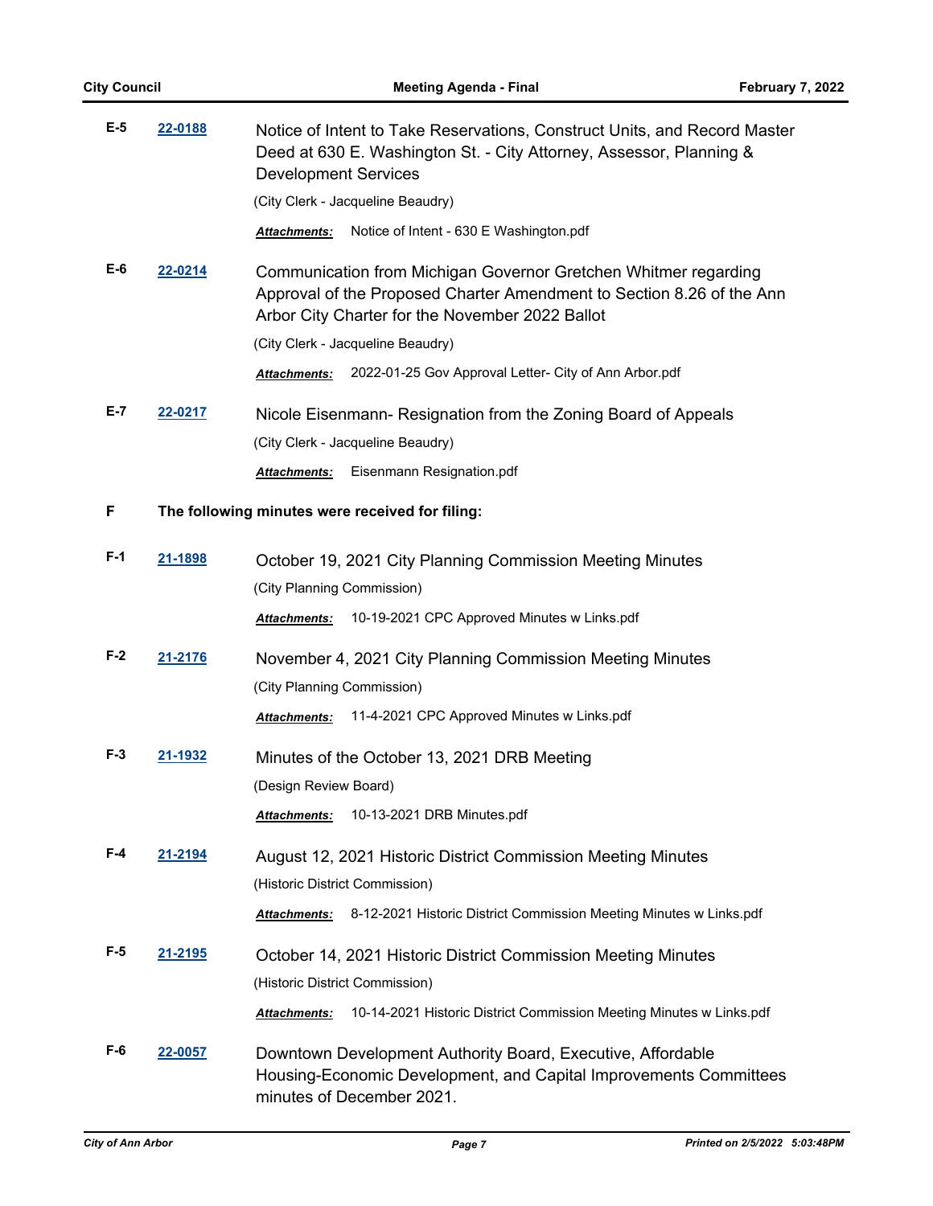**E-5** [22-0188] Notice of Intent to Take Reservations, Construct Units, and Record Master Deed at 630 E. Washington St. - City Attorney, Assessor, Planning & Development Services

(City Clerk - Jacqueline Beaudry)

***Attachments:*** Notice of Intent - 630 E Washington.pdf

**E-6** [22-0214] Communication from Michigan Governor Gretchen Whitmer regarding Approval of the Proposed Charter Amendment to Section 8.26 of the Ann Arbor City Charter for the November 2022 Ballot

(City Clerk - Jacqueline Beaudry)

***Attachments:*** 2022-01-25 Gov Approval Letter- City of Ann Arbor.pdf

**E-7** [22-0217] Nicole Eisenmann- Resignation from the Zoning Board of Appeals

(City Clerk - Jacqueline Beaudry)

***Attachments:*** Eisenmann Resignation.pdf

## F The following minutes were received for filing:

**F-1** [21-1898] October 19, 2021 City Planning Commission Meeting Minutes

(City Planning Commission)

***Attachments:*** 10-19-2021 CPC Approved Minutes w Links.pdf

**F-2** [21-2176] November 4, 2021 City Planning Commission Meeting Minutes

(City Planning Commission)

***Attachments:*** 11-4-2021 CPC Approved Minutes w Links.pdf

**F-3** [21-1932] Minutes of the October 13, 2021 DRB Meeting

(Design Review Board)

***Attachments:*** 10-13-2021 DRB Minutes.pdf

**F-4** [21-2194] August 12, 2021 Historic District Commission Meeting Minutes

(Historic District Commission)

***Attachments:*** 8-12-2021 Historic District Commission Meeting Minutes w Links.pdf

**F-5** [21-2195] October 14, 2021 Historic District Commission Meeting Minutes

(Historic District Commission)

***Attachments:*** 10-14-2021 Historic District Commission Meeting Minutes w Links.pdf

**F-6** [22-0057] Downtown Development Authority Board, Executive, Affordable Housing-Economic Development, and Capital Improvements Committees minutes of December 2021.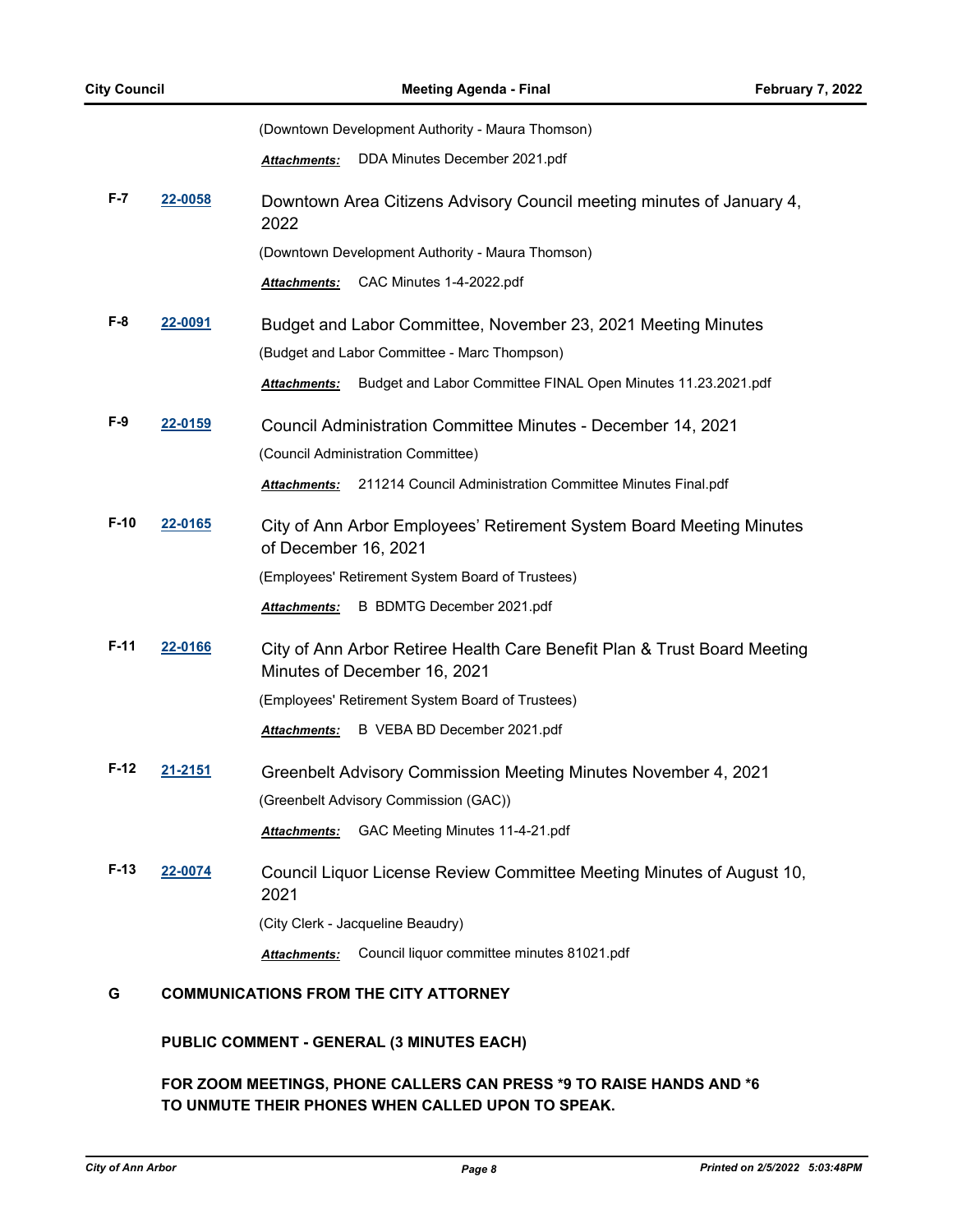(Downtown Development Authority - Maura Thomson)

***Attachments:*** DDA Minutes December 2021.pdf

**F-7** **22-0058** Downtown Area Citizens Advisory Council meeting minutes of January 4, 2022

(Downtown Development Authority - Maura Thomson)

***Attachments:*** CAC Minutes 1-4-2022.pdf

**F-8** **22-0091** Budget and Labor Committee, November 23, 2021 Meeting Minutes

(Budget and Labor Committee - Marc Thompson)

***Attachments:*** Budget and Labor Committee FINAL Open Minutes 11.23.2021.pdf

**F-9** **22-0159** Council Administration Committee Minutes - December 14, 2021

(Council Administration Committee)

***Attachments:*** 211214 Council Administration Committee Minutes Final.pdf

**F-10** **22-0165** City of Ann Arbor Employees' Retirement System Board Meeting Minutes of December 16, 2021

(Employees' Retirement System Board of Trustees)

***Attachments:*** B BDMTG December 2021.pdf

**F-11** **22-0166** City of Ann Arbor Retiree Health Care Benefit Plan & Trust Board Meeting Minutes of December 16, 2021

(Employees' Retirement System Board of Trustees)

***Attachments:*** B VEBA BD December 2021.pdf

**F-12** **21-2151** Greenbelt Advisory Commission Meeting Minutes November 4, 2021

(Greenbelt Advisory Commission (GAC))

***Attachments:*** GAC Meeting Minutes 11-4-21.pdf

**F-13** **22-0074** Council Liquor License Review Committee Meeting Minutes of August 10, 2021

(City Clerk - Jacqueline Beaudry)

***Attachments:*** Council liquor committee minutes 81021.pdf

## G COMMUNICATIONS FROM THE CITY ATTORNEY

**PUBLIC COMMENT - GENERAL (3 MINUTES EACH)**

**FOR ZOOM MEETINGS, PHONE CALLERS CAN PRESS *9 TO RAISE HANDS AND *6 TO UNMUTE THEIR PHONES WHEN CALLED UPON TO SPEAK.**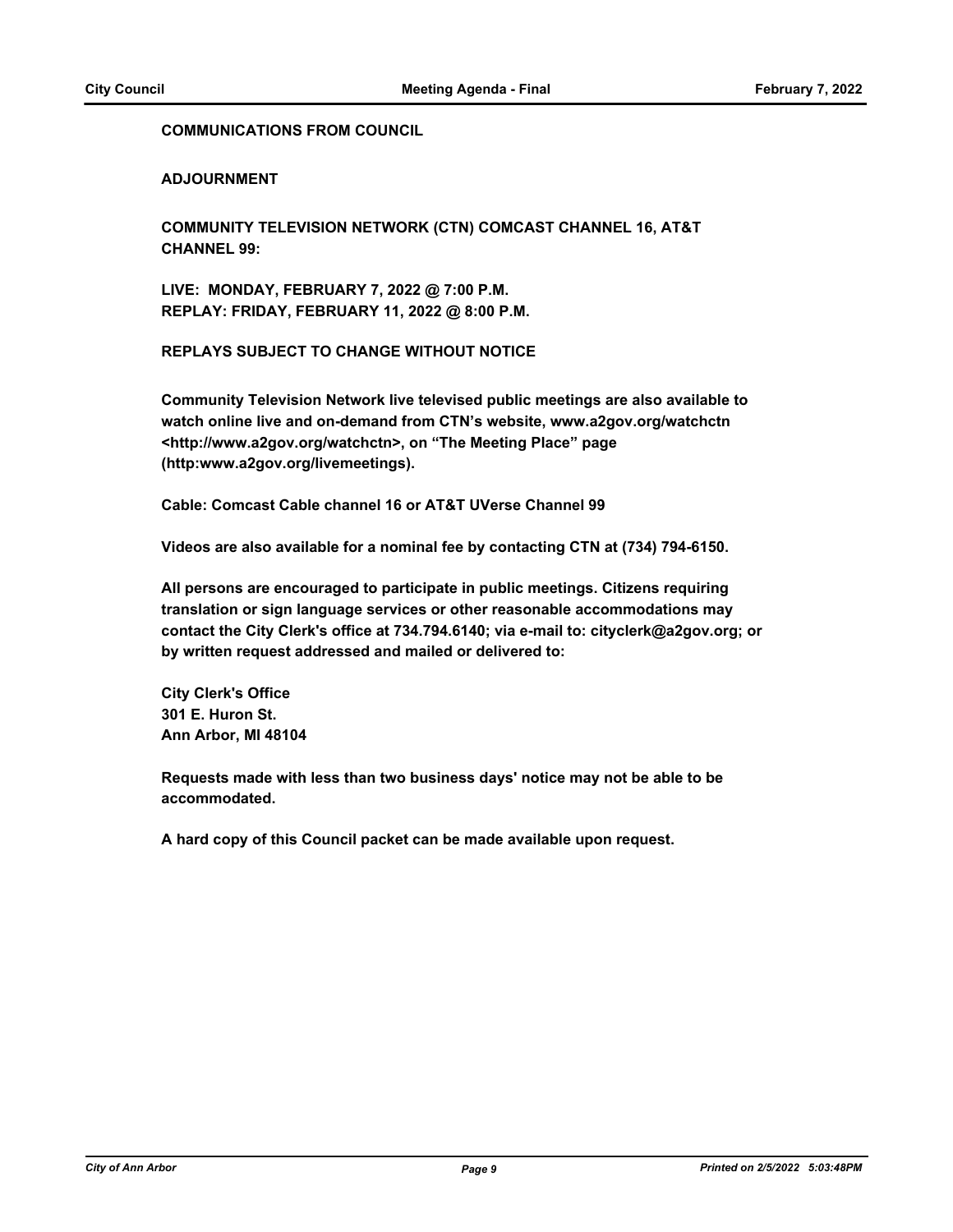**COMMUNICATIONS FROM COUNCIL**

**ADJOURNMENT**

**COMMUNITY TELEVISION NETWORK (CTN) COMCAST CHANNEL 16, AT&T CHANNEL 99:**

**LIVE: MONDAY, FEBRUARY 7, 2022 @ 7:00 P.M.**
**REPLAY: FRIDAY, FEBRUARY 11, 2022 @ 8:00 P.M.**

**REPLAYS SUBJECT TO CHANGE WITHOUT NOTICE**

**Community Television Network live televised public meetings are also available to watch online live and on-demand from CTN's website, www.a2gov.org/watchctn <http://www.a2gov.org/watchctn>, on "The Meeting Place" page (http:www.a2gov.org/livemeetings).**

**Cable: Comcast Cable channel 16 or AT&T UVerse Channel 99**

**Videos are also available for a nominal fee by contacting CTN at (734) 794-6150.**

**All persons are encouraged to participate in public meetings. Citizens requiring translation or sign language services or other reasonable accommodations may contact the City Clerk's office at 734.794.6140; via e-mail to: cityclerk@a2gov.org; or by written request addressed and mailed or delivered to:**

**City Clerk's Office**
**301 E. Huron St.**
**Ann Arbor, MI 48104**

**Requests made with less than two business days' notice may not be able to be accommodated.**

**A hard copy of this Council packet can be made available upon request.**